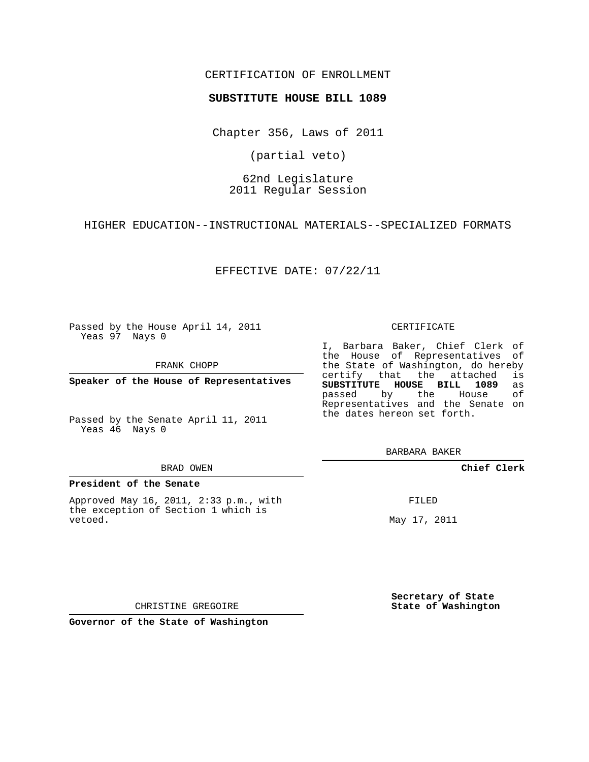CERTIFICATION OF ENROLLMENT

**SUBSTITUTE HOUSE BILL 1089**

Chapter 356, Laws of 2011

(partial veto)

62nd Legislature
2011 Regular Session

HIGHER EDUCATION--INSTRUCTIONAL MATERIALS--SPECIALIZED FORMATS

EFFECTIVE DATE: 07/22/11

Passed by the House April 14, 2011
Yeas 97 Nays 0

FRANK CHOPP

**Speaker of the House of Representatives**

Passed by the Senate April 11, 2011
Yeas 46 Nays 0

BRAD OWEN

**President of the Senate**

Approved May 16, 2011, 2:33 p.m., with the exception of Section 1 which is vetoed.

CHRISTINE GREGOIRE

**Governor of the State of Washington**

CERTIFICATE

I, Barbara Baker, Chief Clerk of the House of Representatives of the State of Washington, do hereby certify that the attached is **SUBSTITUTE HOUSE BILL 1089** as passed by the House of Representatives and the Senate on the dates hereon set forth.

BARBARA BAKER

**Chief Clerk**

FILED

May 17, 2011

**Secretary of State**
**State of Washington**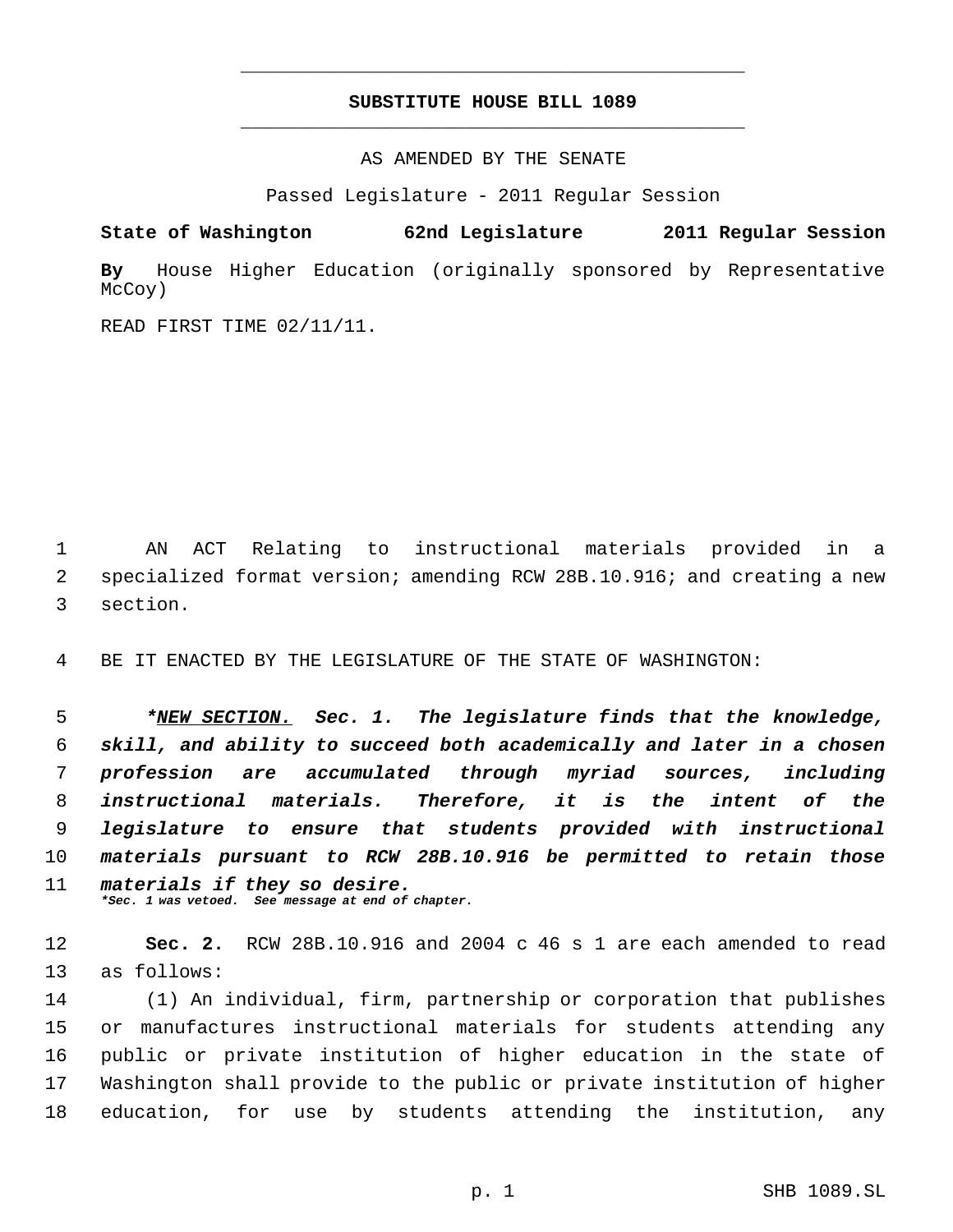# SUBSTITUTE HOUSE BILL 1089

AS AMENDED BY THE SENATE

Passed Legislature - 2011 Regular Session

**State of Washington 62nd Legislature 2011 Regular Session**

**By** House Higher Education (originally sponsored by Representative McCoy)

READ FIRST TIME 02/11/11.

AN ACT Relating to instructional materials provided in a specialized format version; amending RCW 28B.10.916; and creating a new section.

BE IT ENACTED BY THE LEGISLATURE OF THE STATE OF WASHINGTON:

***NEW SECTION.** **Sec. 1.** **The legislature finds that the knowledge, skill, and ability to succeed both academically and later in a chosen profession are accumulated through myriad sources, including instructional materials. Therefore, it is the intent of the legislature to ensure that students provided with instructional materials pursuant to RCW 28B.10.916 be permitted to retain those materials if they so desire.***

****Sec. 1 was vetoed. See message at end of chapter.***

**Sec. 2.** RCW 28B.10.916 and 2004 c 46 s 1 are each amended to read as follows:

(1) An individual, firm, partnership or corporation that publishes or manufactures instructional materials for students attending any public or private institution of higher education in the state of Washington shall provide to the public or private institution of higher education, for use by students attending the institution, any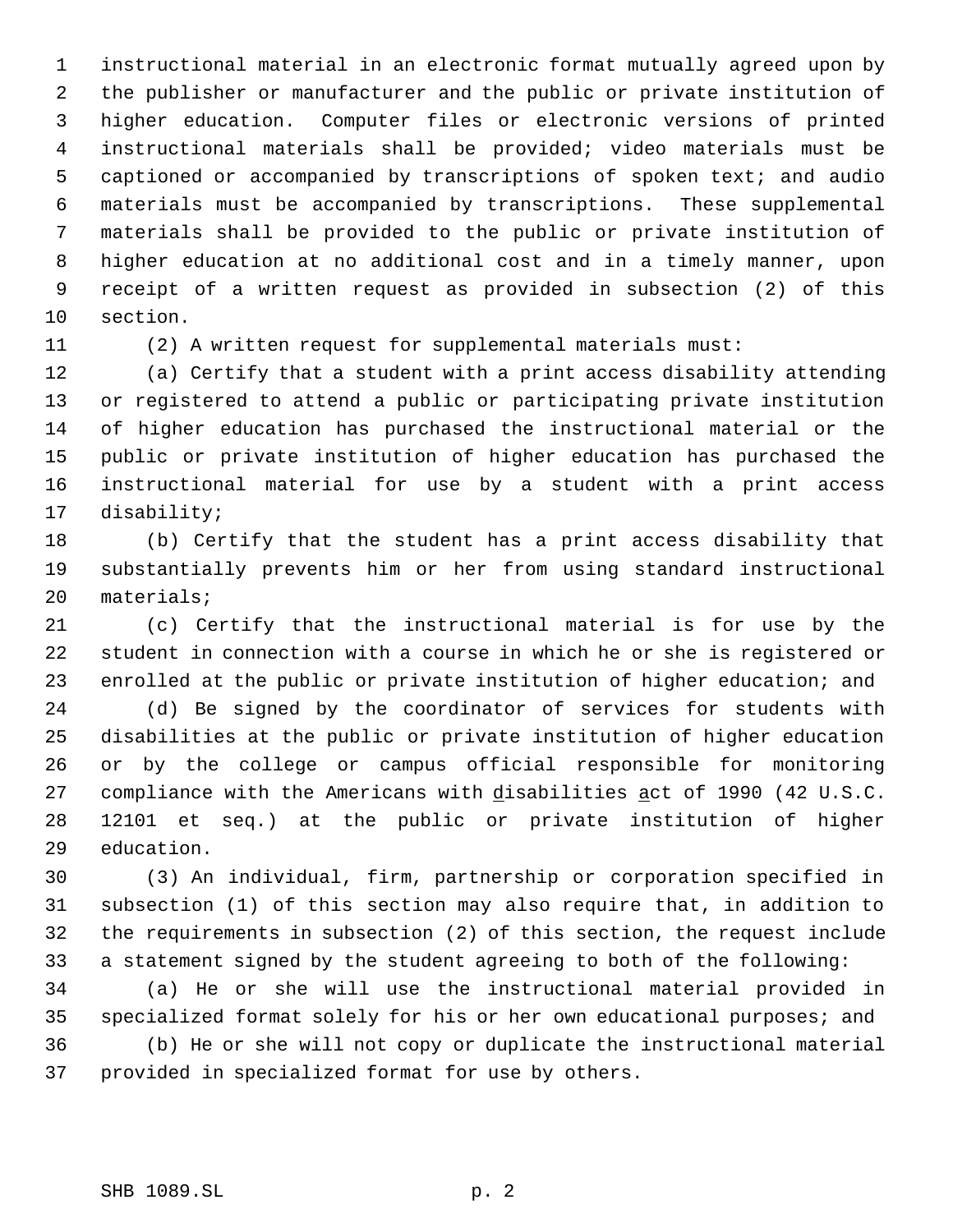instructional material in an electronic format mutually agreed upon by the publisher or manufacturer and the public or private institution of higher education. Computer files or electronic versions of printed instructional materials shall be provided; video materials must be captioned or accompanied by transcriptions of spoken text; and audio materials must be accompanied by transcriptions. These supplemental materials shall be provided to the public or private institution of higher education at no additional cost and in a timely manner, upon receipt of a written request as provided in subsection (2) of this section.

(2) A written request for supplemental materials must:

(a) Certify that a student with a print access disability attending or registered to attend a public or participating private institution of higher education has purchased the instructional material or the public or private institution of higher education has purchased the instructional material for use by a student with a print access disability;

(b) Certify that the student has a print access disability that substantially prevents him or her from using standard instructional materials;

(c) Certify that the instructional material is for use by the student in connection with a course in which he or she is registered or enrolled at the public or private institution of higher education; and

(d) Be signed by the coordinator of services for students with disabilities at the public or private institution of higher education or by the college or campus official responsible for monitoring compliance with the Americans with <u>d</u>isabilities <u>a</u>ct of 1990 (42 U.S.C. 12101 et seq.) at the public or private institution of higher education.

(3) An individual, firm, partnership or corporation specified in subsection (1) of this section may also require that, in addition to the requirements in subsection (2) of this section, the request include a statement signed by the student agreeing to both of the following:

(a) He or she will use the instructional material provided in specialized format solely for his or her own educational purposes; and

(b) He or she will not copy or duplicate the instructional material provided in specialized format for use by others.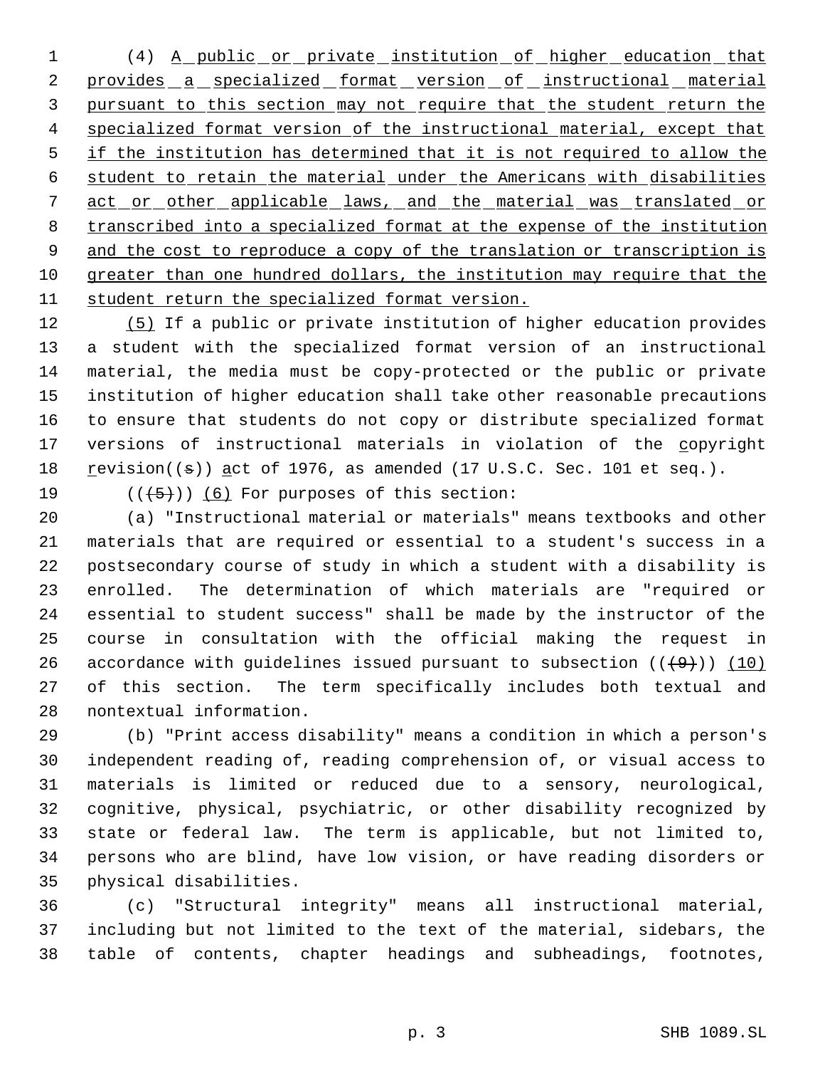(4) A public or private institution of higher education that provides a specialized format version of instructional material pursuant to this section may not require that the student return the specialized format version of the instructional material, except that if the institution has determined that it is not required to allow the student to retain the material under the Americans with disabilities act or other applicable laws, and the material was translated or transcribed into a specialized format at the expense of the institution and the cost to reproduce a copy of the translation or transcription is greater than one hundred dollars, the institution may require that the student return the specialized format version.

(5) If a public or private institution of higher education provides a student with the specialized format version of an instructional material, the media must be copy-protected or the public or private institution of higher education shall take other reasonable precautions to ensure that students do not copy or distribute specialized format versions of instructional materials in violation of the copyright revision((s)) act of 1976, as amended (17 U.S.C. Sec. 101 et seq.).

(((5))) (6) For purposes of this section:

(a) "Instructional material or materials" means textbooks and other materials that are required or essential to a student's success in a postsecondary course of study in which a student with a disability is enrolled. The determination of which materials are "required or essential to student success" shall be made by the instructor of the course in consultation with the official making the request in accordance with guidelines issued pursuant to subsection (((9))) (10) of this section. The term specifically includes both textual and nontextual information.

(b) "Print access disability" means a condition in which a person's independent reading of, reading comprehension of, or visual access to materials is limited or reduced due to a sensory, neurological, cognitive, physical, psychiatric, or other disability recognized by state or federal law. The term is applicable, but not limited to, persons who are blind, have low vision, or have reading disorders or physical disabilities.

(c) "Structural integrity" means all instructional material, including but not limited to the text of the material, sidebars, the table of contents, chapter headings and subheadings, footnotes,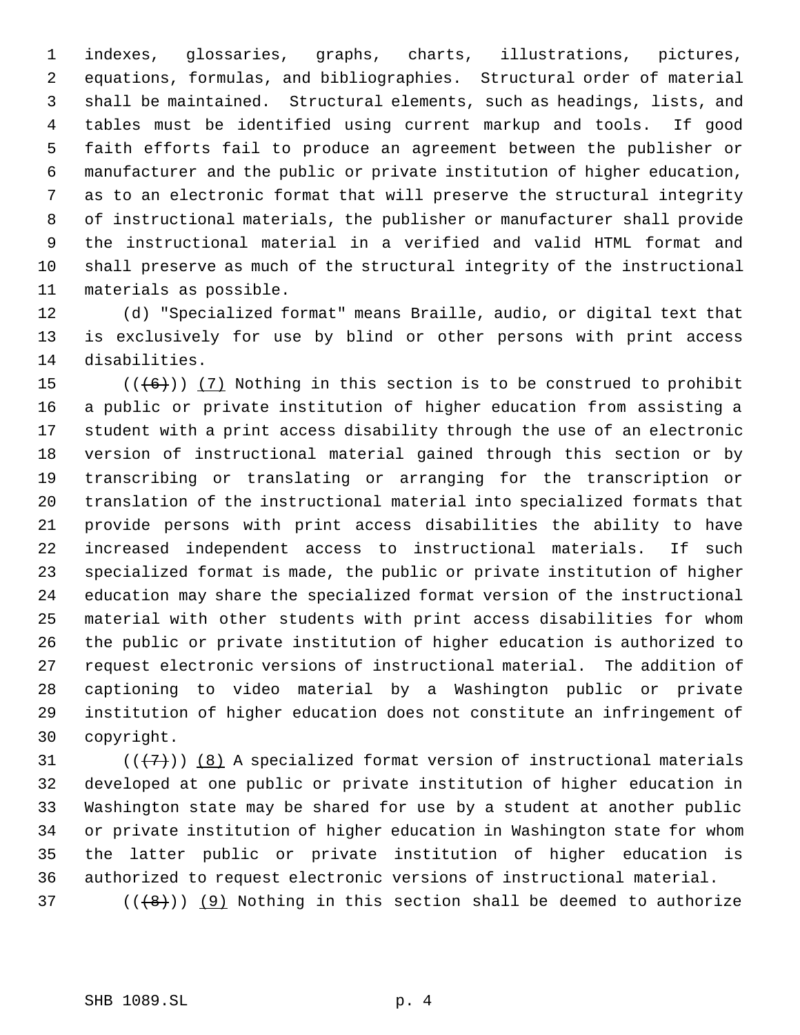indexes, glossaries, graphs, charts, illustrations, pictures, equations, formulas, and bibliographies. Structural order of material shall be maintained. Structural elements, such as headings, lists, and tables must be identified using current markup and tools. If good faith efforts fail to produce an agreement between the publisher or manufacturer and the public or private institution of higher education, as to an electronic format that will preserve the structural integrity of instructional materials, the publisher or manufacturer shall provide the instructional material in a verified and valid HTML format and shall preserve as much of the structural integrity of the instructional materials as possible.

(d) "Specialized format" means Braille, audio, or digital text that is exclusively for use by blind or other persons with print access disabilities.

~~((6))~~ (7) Nothing in this section is to be construed to prohibit a public or private institution of higher education from assisting a student with a print access disability through the use of an electronic version of instructional material gained through this section or by transcribing or translating or arranging for the transcription or translation of the instructional material into specialized formats that provide persons with print access disabilities the ability to have increased independent access to instructional materials. If such specialized format is made, the public or private institution of higher education may share the specialized format version of the instructional material with other students with print access disabilities for whom the public or private institution of higher education is authorized to request electronic versions of instructional material. The addition of captioning to video material by a Washington public or private institution of higher education does not constitute an infringement of copyright.

~~((7))~~ (8) A specialized format version of instructional materials developed at one public or private institution of higher education in Washington state may be shared for use by a student at another public or private institution of higher education in Washington state for whom the latter public or private institution of higher education is authorized to request electronic versions of instructional material.

~~((8))~~ (9) Nothing in this section shall be deemed to authorize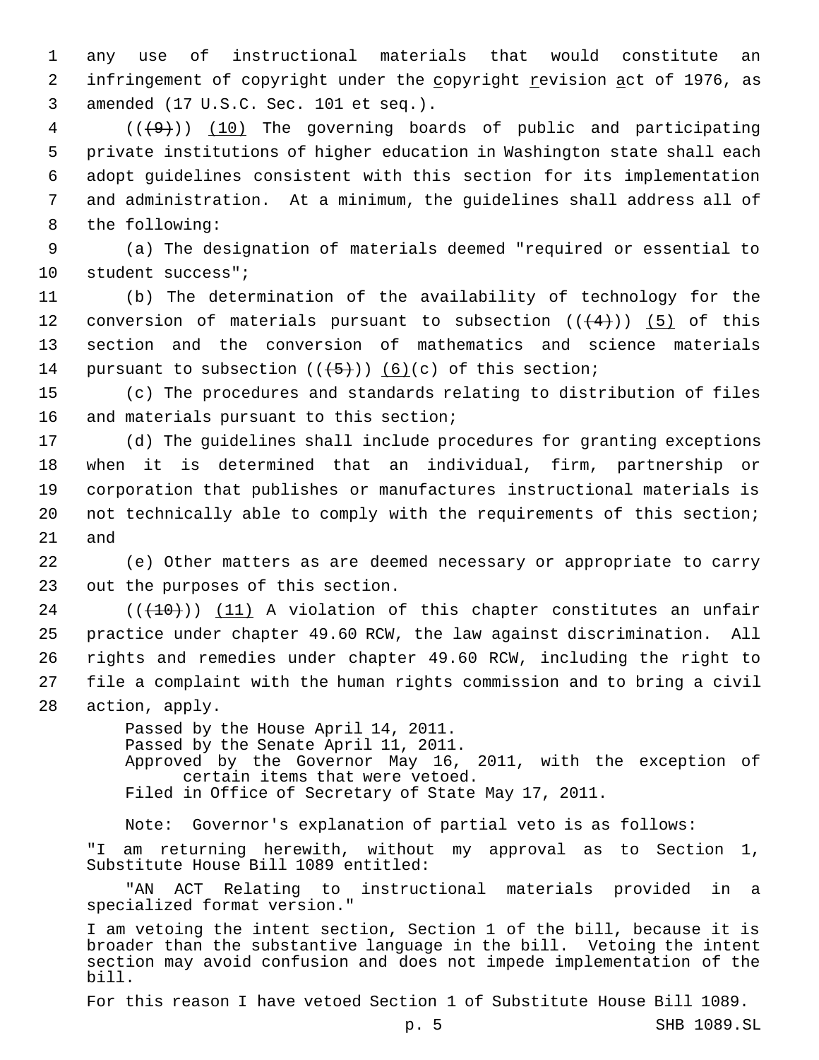any use of instructional materials that would constitute an infringement of copyright under the copyright revision act of 1976, as amended (17 U.S.C. Sec. 101 et seq.).

(((9))) (10) The governing boards of public and participating private institutions of higher education in Washington state shall each adopt guidelines consistent with this section for its implementation and administration. At a minimum, the guidelines shall address all of the following:

(a) The designation of materials deemed "required or essential to student success";

(b) The determination of the availability of technology for the conversion of materials pursuant to subsection (((4))) (5) of this section and the conversion of mathematics and science materials pursuant to subsection (((5))) (6)(c) of this section;

(c) The procedures and standards relating to distribution of files and materials pursuant to this section;

(d) The guidelines shall include procedures for granting exceptions when it is determined that an individual, firm, partnership or corporation that publishes or manufactures instructional materials is not technically able to comply with the requirements of this section; and

(e) Other matters as are deemed necessary or appropriate to carry out the purposes of this section.

(((10))) (11) A violation of this chapter constitutes an unfair practice under chapter 49.60 RCW, the law against discrimination. All rights and remedies under chapter 49.60 RCW, including the right to file a complaint with the human rights commission and to bring a civil action, apply.

Passed by the House April 14, 2011.
Passed by the Senate April 11, 2011.
Approved by the Governor May 16, 2011, with the exception of certain items that were vetoed.
Filed in Office of Secretary of State May 17, 2011.

Note: Governor's explanation of partial veto is as follows:

"I am returning herewith, without my approval as to Section 1, Substitute House Bill 1089 entitled:

"AN ACT Relating to instructional materials provided in a specialized format version."

I am vetoing the intent section, Section 1 of the bill, because it is broader than the substantive language in the bill. Vetoing the intent section may avoid confusion and does not impede implementation of the bill.

For this reason I have vetoed Section 1 of Substitute House Bill 1089.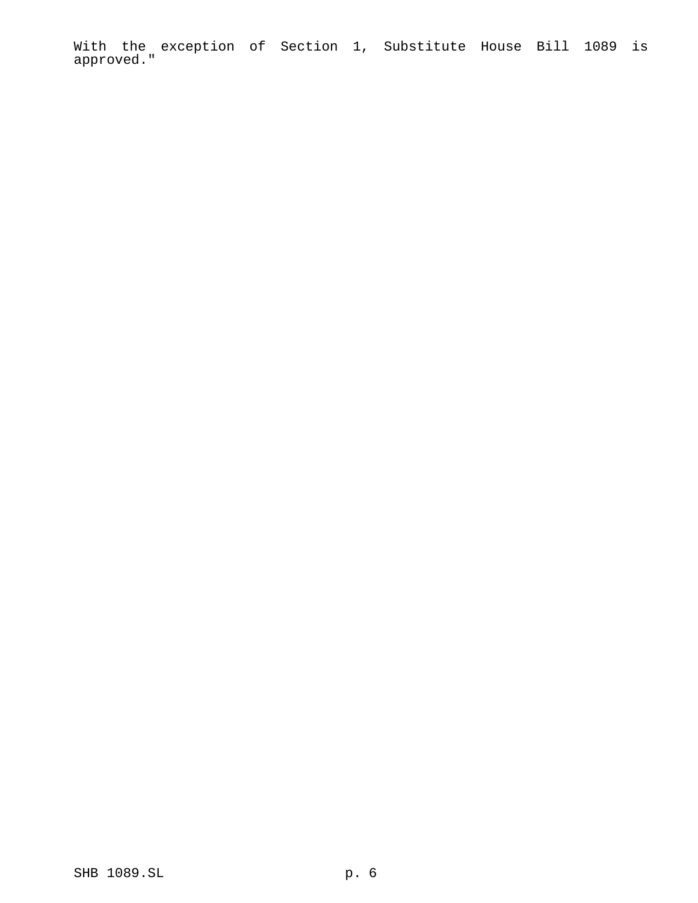With the exception of Section 1, Substitute House Bill 1089 is approved."